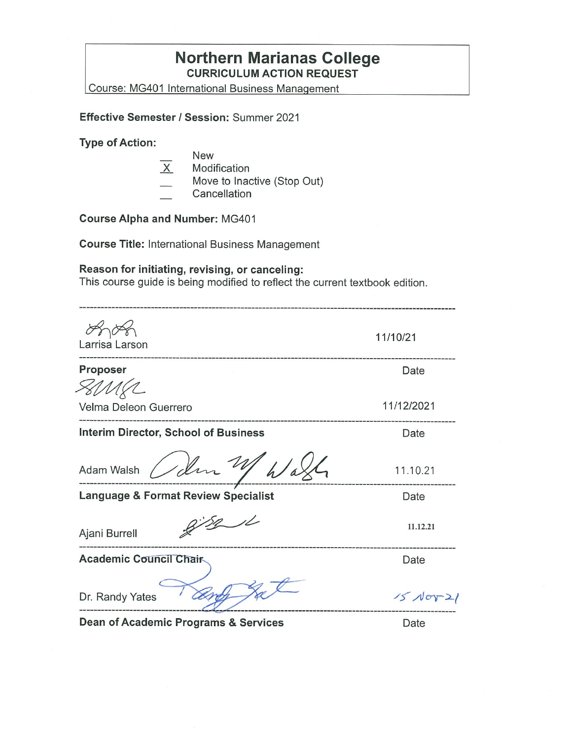# Northern Marianas College

## CURRICULUM ACTION REQUEST

Course: MG401 International Business Management

**Effective Semester / Session:** Summer 2021

**Type of Action:**

- __ New
- X Modification
- __ Move to Inactive (Stop Out)
- __ Cancellation

**Course Alpha and Number:** MG401

**Course Title:** International Business Management

**Reason for initiating, revising, or canceling:**
This course guide is being modified to reflect the current textbook edition.

---

Larrisa Larson — 11/10/21

**Proposer** — Date

---

Velma Deleon Guerrero — 11/12/2021

**Interim Director, School of Business** — Date

---

Adam Walsh — 11.10.21

**Language & Format Review Specialist** — Date

---

Ajani Burrell — 11.12.21

**Academic Council Chair** — Date

---

Dr. Randy Yates — 15 Nov 21

**Dean of Academic Programs & Services** — Date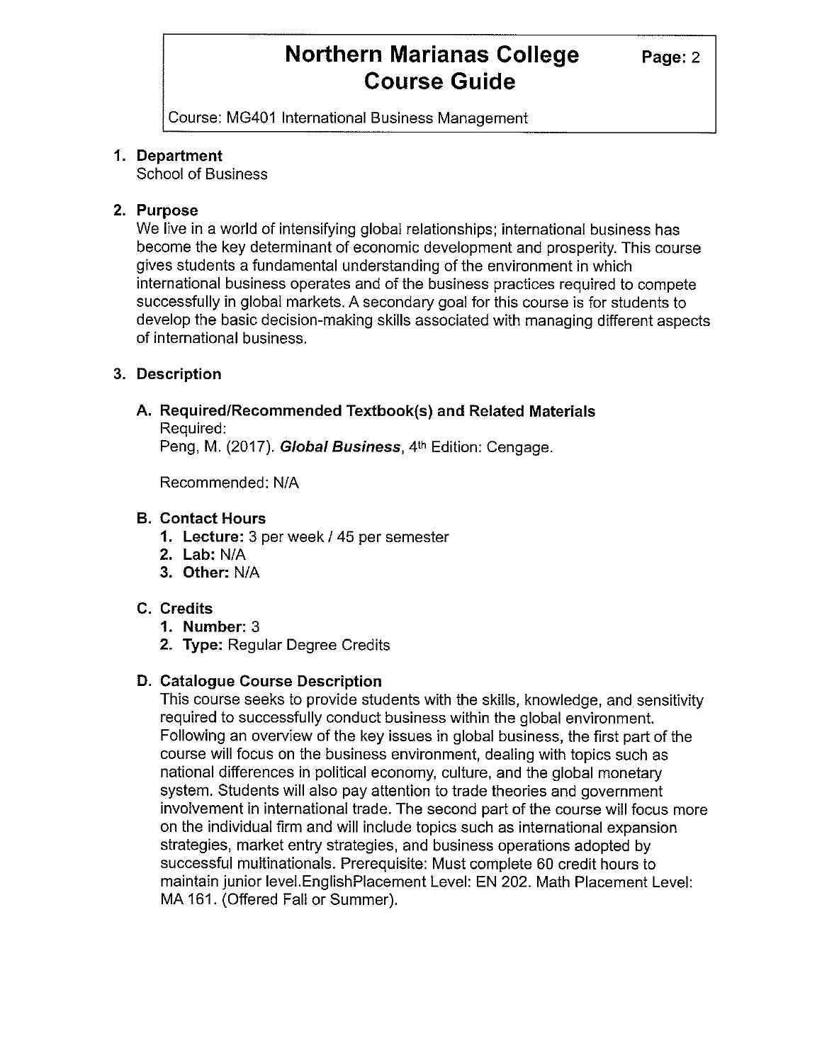# Northern Marianas College Course Guide

Course: MG401 International Business Management

1. **Department**
   School of Business

2. **Purpose**
   We live in a world of intensifying global relationships; international business has become the key determinant of economic development and prosperity. This course gives students a fundamental understanding of the environment in which international business operates and of the business practices required to compete successfully in global markets. A secondary goal for this course is for students to develop the basic decision-making skills associated with managing different aspects of international business.

3. **Description**

   **A. Required/Recommended Textbook(s) and Related Materials**
   Required:
   Peng, M. (2017). ***Global Business***, 4th Edition: Cengage.

   Recommended: N/A

   **B. Contact Hours**
   1. **Lecture:** 3 per week / 45 per semester
   2. **Lab:** N/A
   3. **Other:** N/A

   **C. Credits**
   1. **Number:** 3
   2. **Type:** Regular Degree Credits

   **D. Catalogue Course Description**
   This course seeks to provide students with the skills, knowledge, and sensitivity required to successfully conduct business within the global environment. Following an overview of the key issues in global business, the first part of the course will focus on the business environment, dealing with topics such as national differences in political economy, culture, and the global monetary system. Students will also pay attention to trade theories and government involvement in international trade. The second part of the course will focus more on the individual firm and will include topics such as international expansion strategies, market entry strategies, and business operations adopted by successful multinationals. Prerequisite: Must complete 60 credit hours to maintain junior level.EnglishPlacement Level: EN 202. Math Placement Level: MA 161. (Offered Fall or Summer).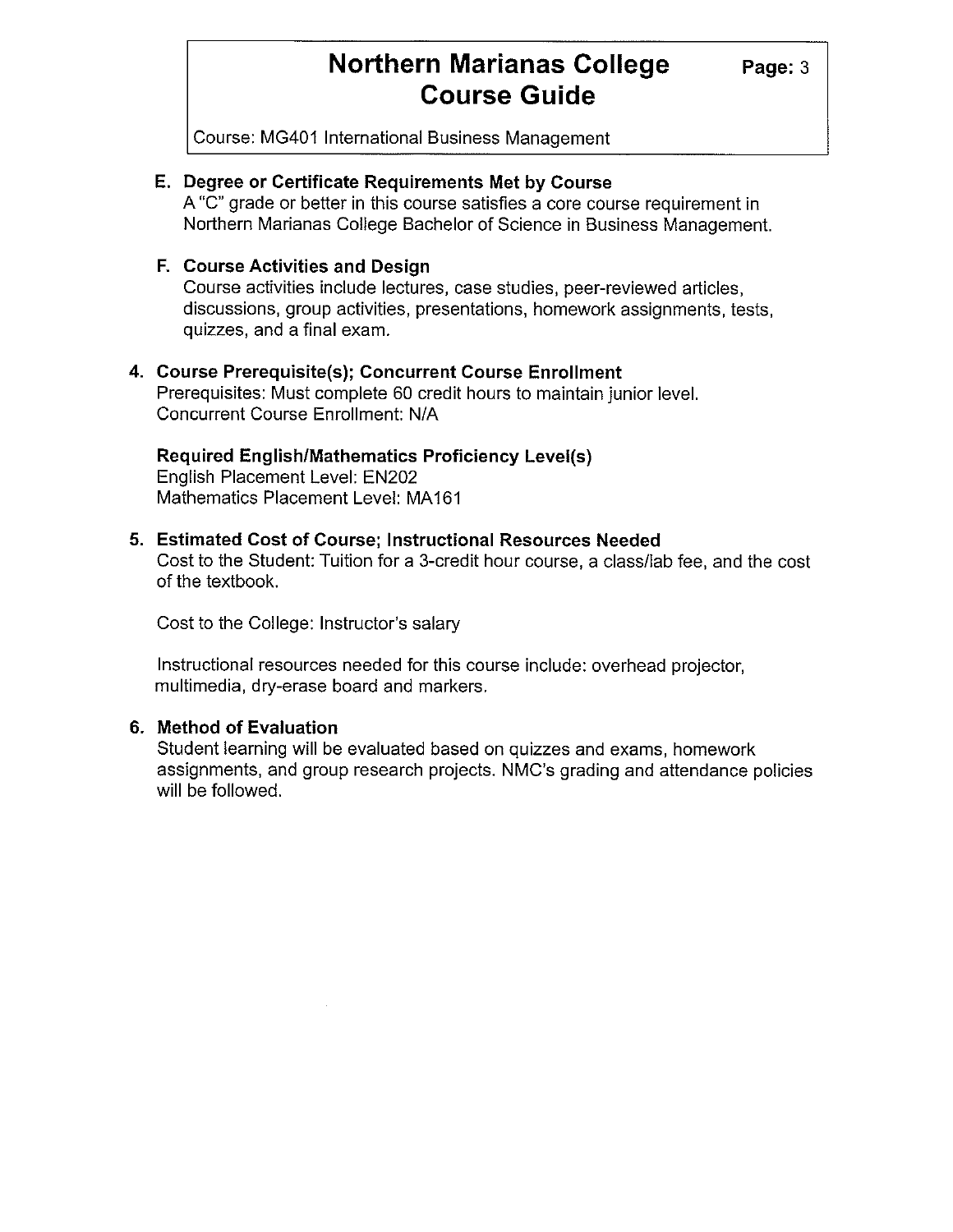**E. Degree or Certificate Requirements Met by Course**

A "C" grade or better in this course satisfies a core course requirement in Northern Marianas College Bachelor of Science in Business Management.

**F. Course Activities and Design**

Course activities include lectures, case studies, peer-reviewed articles, discussions, group activities, presentations, homework assignments, tests, quizzes, and a final exam.

## 4. Course Prerequisite(s); Concurrent Course Enrollment

Prerequisites: Must complete 60 credit hours to maintain junior level.
Concurrent Course Enrollment: N/A

**Required English/Mathematics Proficiency Level(s)**

English Placement Level: EN202
Mathematics Placement Level: MA161

## 5. Estimated Cost of Course; Instructional Resources Needed

Cost to the Student: Tuition for a 3-credit hour course, a class/lab fee, and the cost of the textbook.

Cost to the College: Instructor's salary

Instructional resources needed for this course include: overhead projector, multimedia, dry-erase board and markers.

## 6. Method of Evaluation

Student learning will be evaluated based on quizzes and exams, homework assignments, and group research projects. NMC's grading and attendance policies will be followed.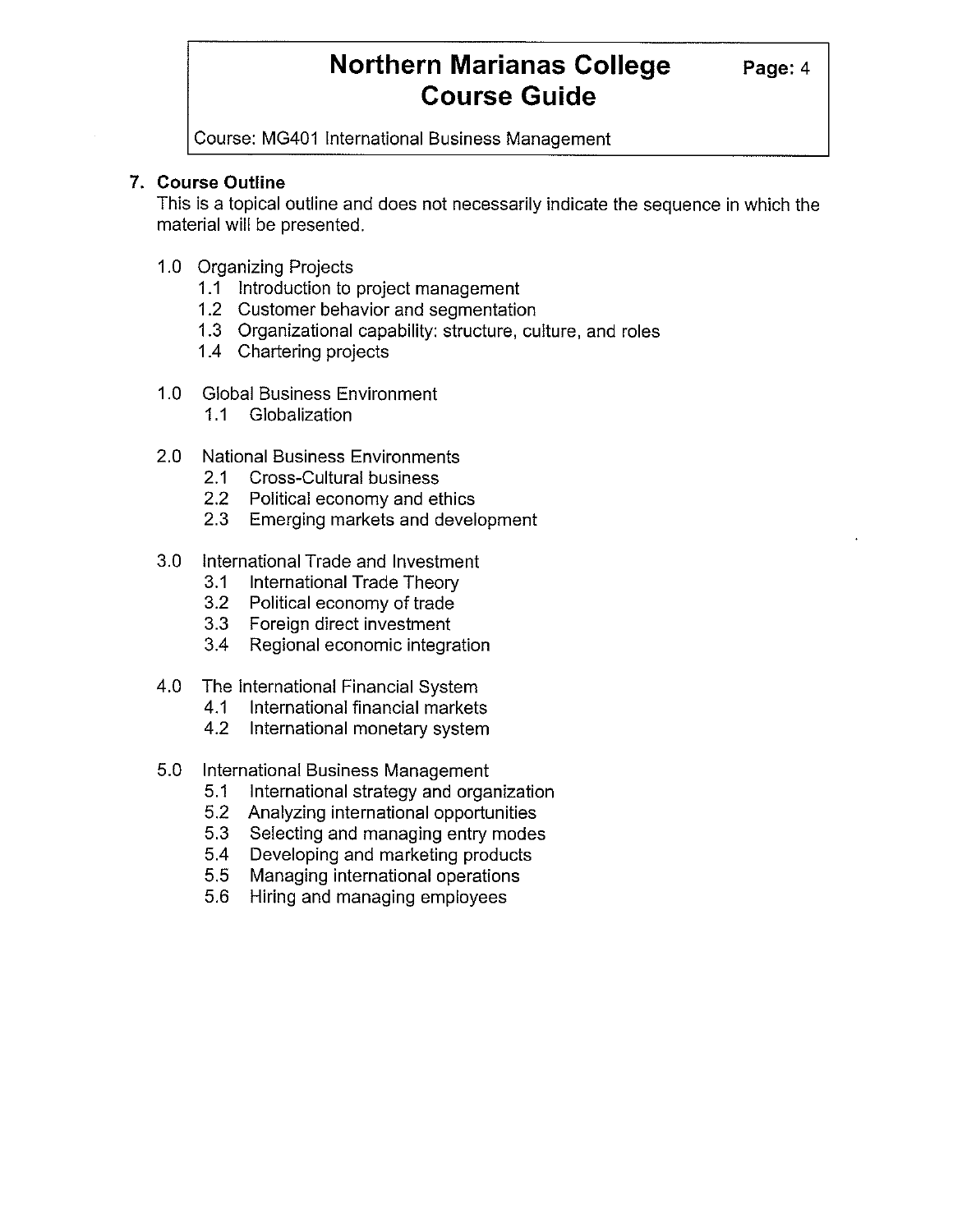## 7. Course Outline

This is a topical outline and does not necessarily indicate the sequence in which the material will be presented.

- 1.0 Organizing Projects
  - 1.1 Introduction to project management
  - 1.2 Customer behavior and segmentation
  - 1.3 Organizational capability: structure, culture, and roles
  - 1.4 Chartering projects

- 1.0 Global Business Environment
  - 1.1 Globalization

- 2.0 National Business Environments
  - 2.1 Cross-Cultural business
  - 2.2 Political economy and ethics
  - 2.3 Emerging markets and development

- 3.0 International Trade and Investment
  - 3.1 International Trade Theory
  - 3.2 Political economy of trade
  - 3.3 Foreign direct investment
  - 3.4 Regional economic integration

- 4.0 The International Financial System
  - 4.1 International financial markets
  - 4.2 International monetary system

- 5.0 International Business Management
  - 5.1 International strategy and organization
  - 5.2 Analyzing international opportunities
  - 5.3 Selecting and managing entry modes
  - 5.4 Developing and marketing products
  - 5.5 Managing international operations
  - 5.6 Hiring and managing employees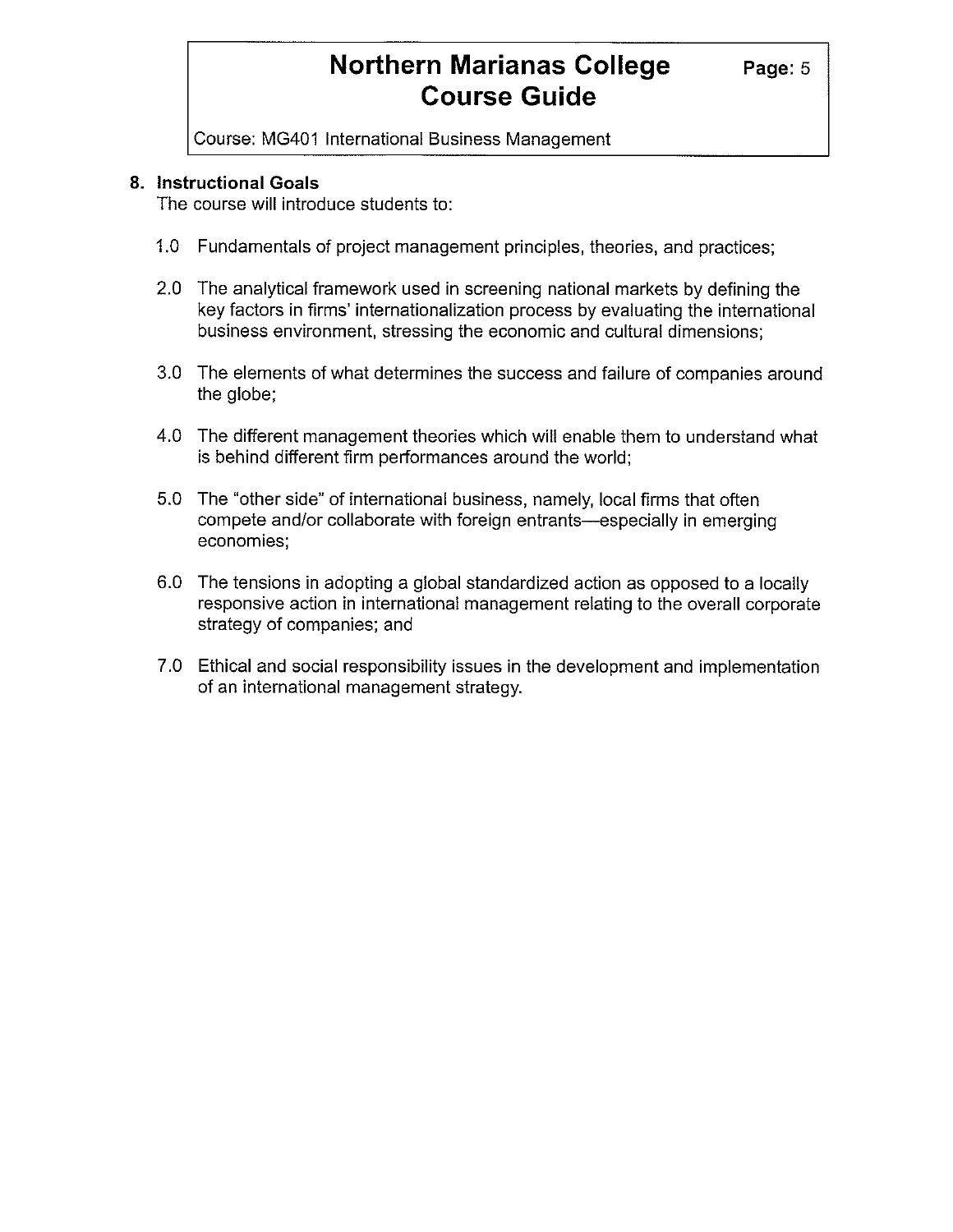## 8. Instructional Goals

The course will introduce students to:

1.0 Fundamentals of project management principles, theories, and practices;

2.0 The analytical framework used in screening national markets by defining the key factors in firms' internationalization process by evaluating the international business environment, stressing the economic and cultural dimensions;

3.0 The elements of what determines the success and failure of companies around the globe;

4.0 The different management theories which will enable them to understand what is behind different firm performances around the world;

5.0 The "other side" of international business, namely, local firms that often compete and/or collaborate with foreign entrants—especially in emerging economies;

6.0 The tensions in adopting a global standardized action as opposed to a locally responsive action in international management relating to the overall corporate strategy of companies; and

7.0 Ethical and social responsibility issues in the development and implementation of an international management strategy.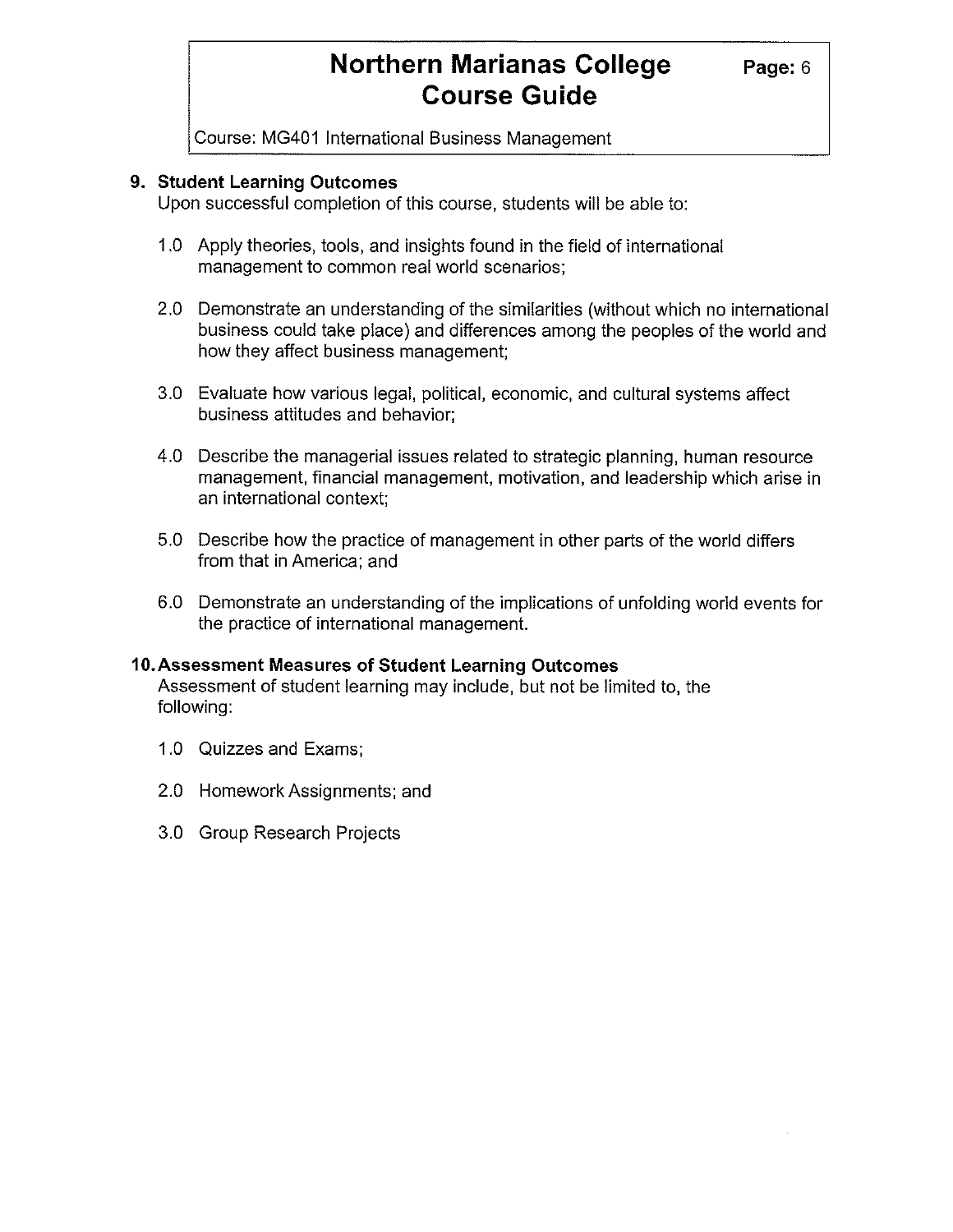## 9. Student Learning Outcomes

Upon successful completion of this course, students will be able to:

1.0 Apply theories, tools, and insights found in the field of international management to common real world scenarios;

2.0 Demonstrate an understanding of the similarities (without which no international business could take place) and differences among the peoples of the world and how they affect business management;

3.0 Evaluate how various legal, political, economic, and cultural systems affect business attitudes and behavior;

4.0 Describe the managerial issues related to strategic planning, human resource management, financial management, motivation, and leadership which arise in an international context;

5.0 Describe how the practice of management in other parts of the world differs from that in America; and

6.0 Demonstrate an understanding of the implications of unfolding world events for the practice of international management.

## 10. Assessment Measures of Student Learning Outcomes

Assessment of student learning may include, but not be limited to, the following:

1.0 Quizzes and Exams;

2.0 Homework Assignments; and

3.0 Group Research Projects